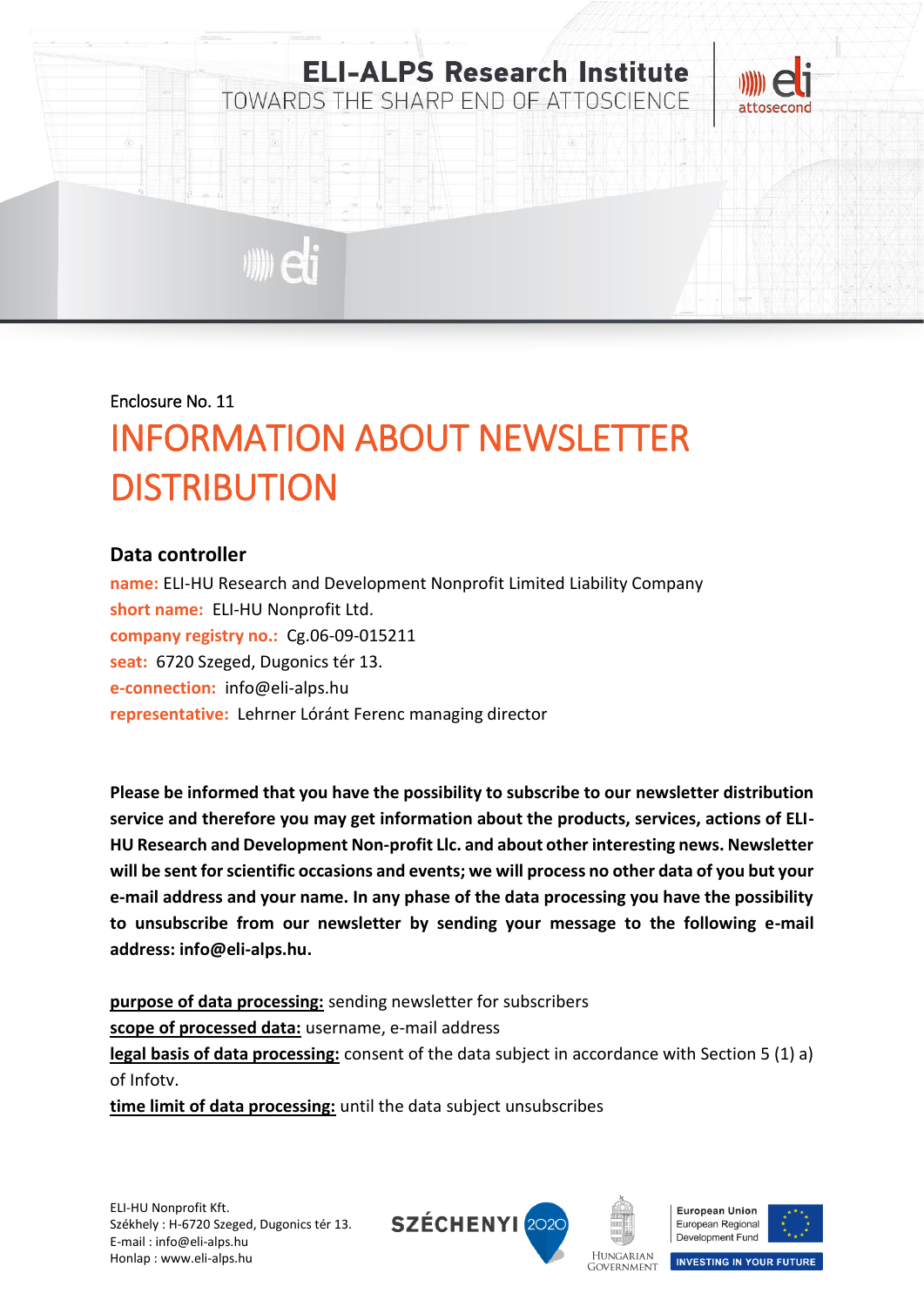Enclosure No. 11

# INFORMATION ABOUT NEWSLETTER DISTRIBUTION

## Data controller

**name:** ELI-HU Research and Development Nonprofit Limited Liability Company
**short name:** ELI-HU Nonprofit Ltd.
**company registry no.:** Cg.06-09-015211
**seat:** 6720 Szeged, Dugonics tér 13.
**e-connection:** info@eli-alps.hu
**representative:** Lehrner Lóránt Ferenc managing director

**Please be informed that you have the possibility to subscribe to our newsletter distribution service and therefore you may get information about the products, services, actions of ELI-HU Research and Development Non-profit Llc. and about other interesting news. Newsletter will be sent for scientific occasions and events; we will process no other data of you but your e-mail address and your name. In any phase of the data processing you have the possibility to unsubscribe from our newsletter by sending your message to the following e-mail address: info@eli-alps.hu.**

**purpose of data processing:** sending newsletter for subscribers
**scope of processed data:** username, e-mail address
**legal basis of data processing:** consent of the data subject in accordance with Section 5 (1) a) of Infotv.
**time limit of data processing:** until the data subject unsubscribes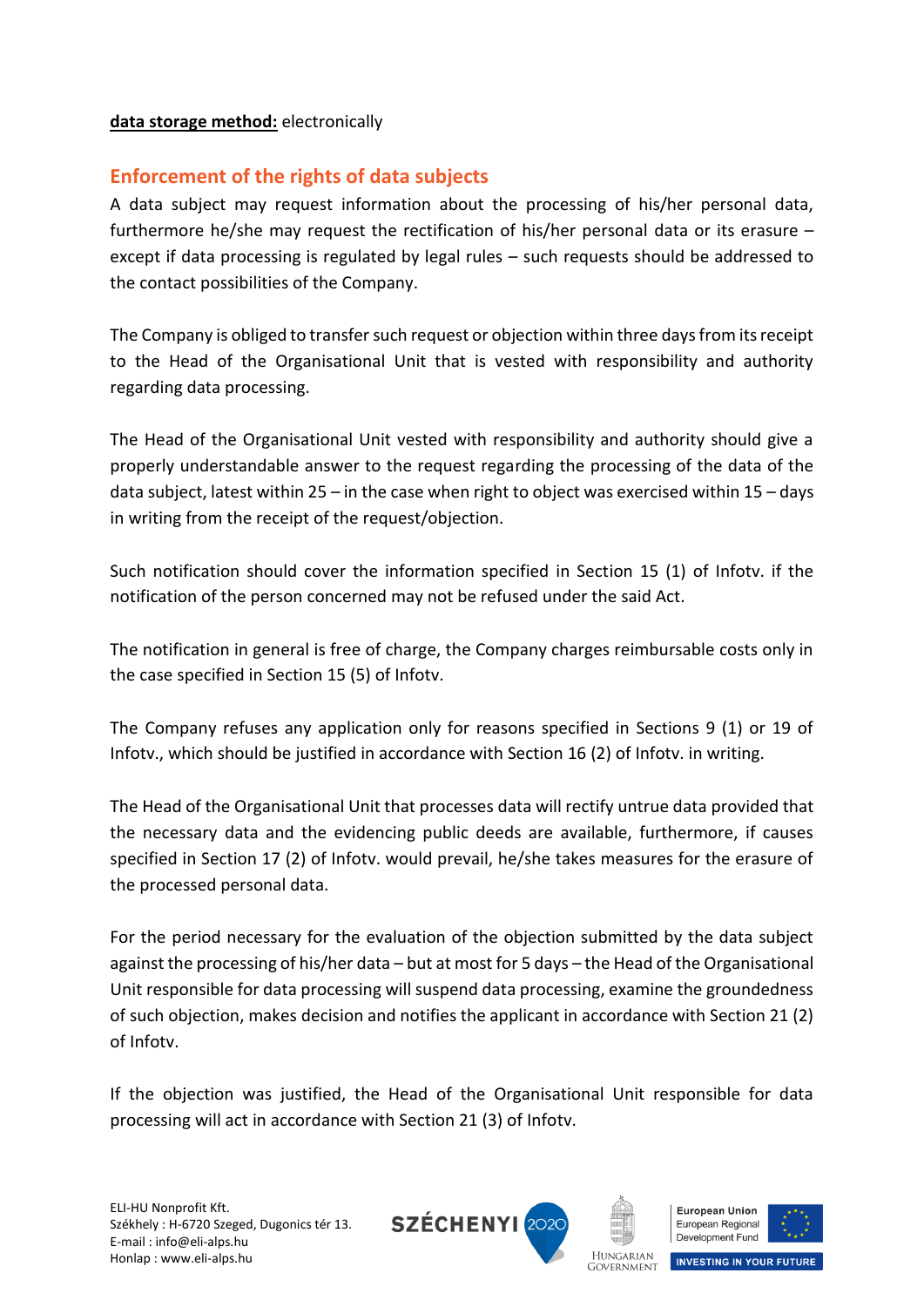**data storage method:** electronically

## Enforcement of the rights of data subjects

A data subject may request information about the processing of his/her personal data, furthermore he/she may request the rectification of his/her personal data or its erasure – except if data processing is regulated by legal rules – such requests should be addressed to the contact possibilities of the Company.

The Company is obliged to transfer such request or objection within three days from its receipt to the Head of the Organisational Unit that is vested with responsibility and authority regarding data processing.

The Head of the Organisational Unit vested with responsibility and authority should give a properly understandable answer to the request regarding the processing of the data of the data subject, latest within 25 – in the case when right to object was exercised within 15 – days in writing from the receipt of the request/objection.

Such notification should cover the information specified in Section 15 (1) of Infotv. if the notification of the person concerned may not be refused under the said Act.

The notification in general is free of charge, the Company charges reimbursable costs only in the case specified in Section 15 (5) of Infotv.

The Company refuses any application only for reasons specified in Sections 9 (1) or 19 of Infotv., which should be justified in accordance with Section 16 (2) of Infotv. in writing.

The Head of the Organisational Unit that processes data will rectify untrue data provided that the necessary data and the evidencing public deeds are available, furthermore, if causes specified in Section 17 (2) of Infotv. would prevail, he/she takes measures for the erasure of the processed personal data.

For the period necessary for the evaluation of the objection submitted by the data subject against the processing of his/her data – but at most for 5 days – the Head of the Organisational Unit responsible for data processing will suspend data processing, examine the groundedness of such objection, makes decision and notifies the applicant in accordance with Section 21 (2) of Infotv.

If the objection was justified, the Head of the Organisational Unit responsible for data processing will act in accordance with Section 21 (3) of Infotv.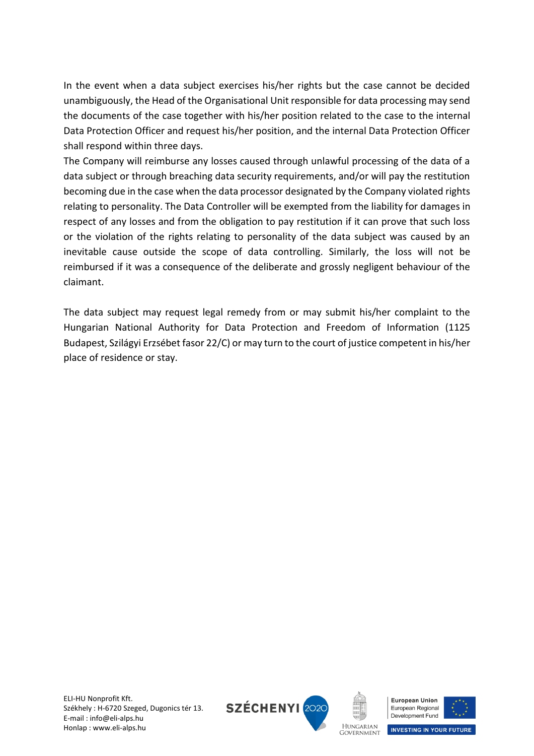In the event when a data subject exercises his/her rights but the case cannot be decided unambiguously, the Head of the Organisational Unit responsible for data processing may send the documents of the case together with his/her position related to the case to the internal Data Protection Officer and request his/her position, and the internal Data Protection Officer shall respond within three days.

The Company will reimburse any losses caused through unlawful processing of the data of a data subject or through breaching data security requirements, and/or will pay the restitution becoming due in the case when the data processor designated by the Company violated rights relating to personality. The Data Controller will be exempted from the liability for damages in respect of any losses and from the obligation to pay restitution if it can prove that such loss or the violation of the rights relating to personality of the data subject was caused by an inevitable cause outside the scope of data controlling. Similarly, the loss will not be reimbursed if it was a consequence of the deliberate and grossly negligent behaviour of the claimant.

The data subject may request legal remedy from or may submit his/her complaint to the Hungarian National Authority for Data Protection and Freedom of Information (1125 Budapest, Szilágyi Erzsébet fasor 22/C) or may turn to the court of justice competent in his/her place of residence or stay.